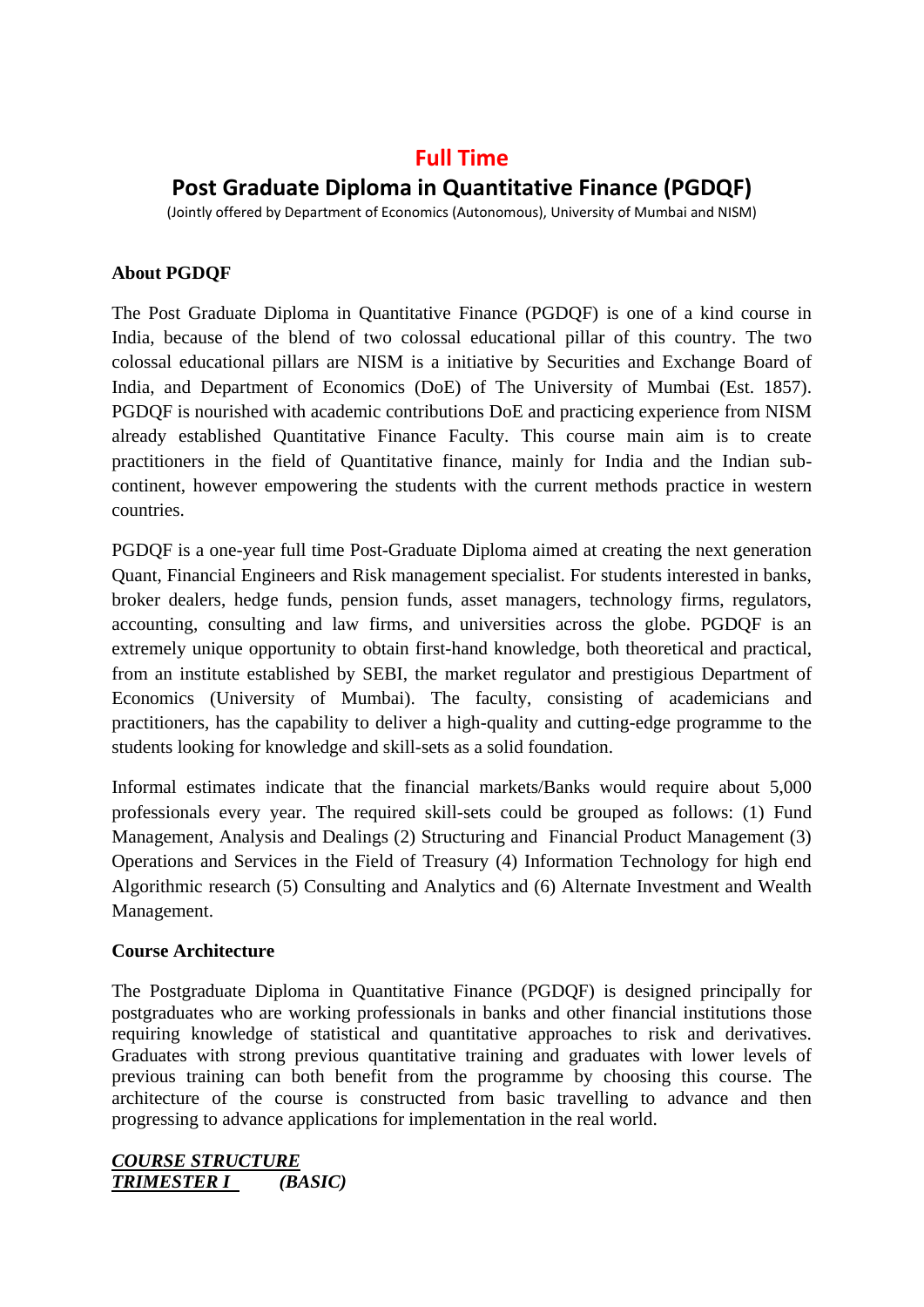# Full Time

# Post Graduate Diploma in Quantitative Finance (PGDQF)

(Jointly offered by Department of Economics (Autonomous), University of Mumbai and NISM)

**About PGDQF**

The Post Graduate Diploma in Quantitative Finance (PGDQF) is one of a kind course in India, because of the blend of two colossal educational pillar of this country. The two colossal educational pillars are NISM is a initiative by Securities and Exchange Board of India, and Department of Economics (DoE) of The University of Mumbai (Est. 1857). PGDQF is nourished with academic contributions DoE and practicing experience from NISM already established Quantitative Finance Faculty. This course main aim is to create practitioners in the field of Quantitative finance, mainly for India and the Indian sub-continent, however empowering the students with the current methods practice in western countries.

PGDQF is a one-year full time Post-Graduate Diploma aimed at creating the next generation Quant, Financial Engineers and Risk management specialist. For students interested in banks, broker dealers, hedge funds, pension funds, asset managers, technology firms, regulators, accounting, consulting and law firms, and universities across the globe. PGDQF is an extremely unique opportunity to obtain first-hand knowledge, both theoretical and practical, from an institute established by SEBI, the market regulator and prestigious Department of Economics (University of Mumbai). The faculty, consisting of academicians and practitioners, has the capability to deliver a high-quality and cutting-edge programme to the students looking for knowledge and skill-sets as a solid foundation.

Informal estimates indicate that the financial markets/Banks would require about 5,000 professionals every year. The required skill-sets could be grouped as follows: (1) Fund Management, Analysis and Dealings (2) Structuring and Financial Product Management (3) Operations and Services in the Field of Treasury (4) Information Technology for high end Algorithmic research (5) Consulting and Analytics and (6) Alternate Investment and Wealth Management.

**Course Architecture**

The Postgraduate Diploma in Quantitative Finance (PGDQF) is designed principally for postgraduates who are working professionals in banks and other financial institutions those requiring knowledge of statistical and quantitative approaches to risk and derivatives. Graduates with strong previous quantitative training and graduates with lower levels of previous training can both benefit from the programme by choosing this course. The architecture of the course is constructed from basic travelling to advance and then progressing to advance applications for implementation in the real world.

***COURSE STRUCTURE***

***TRIMESTER I*** ***(BASIC)***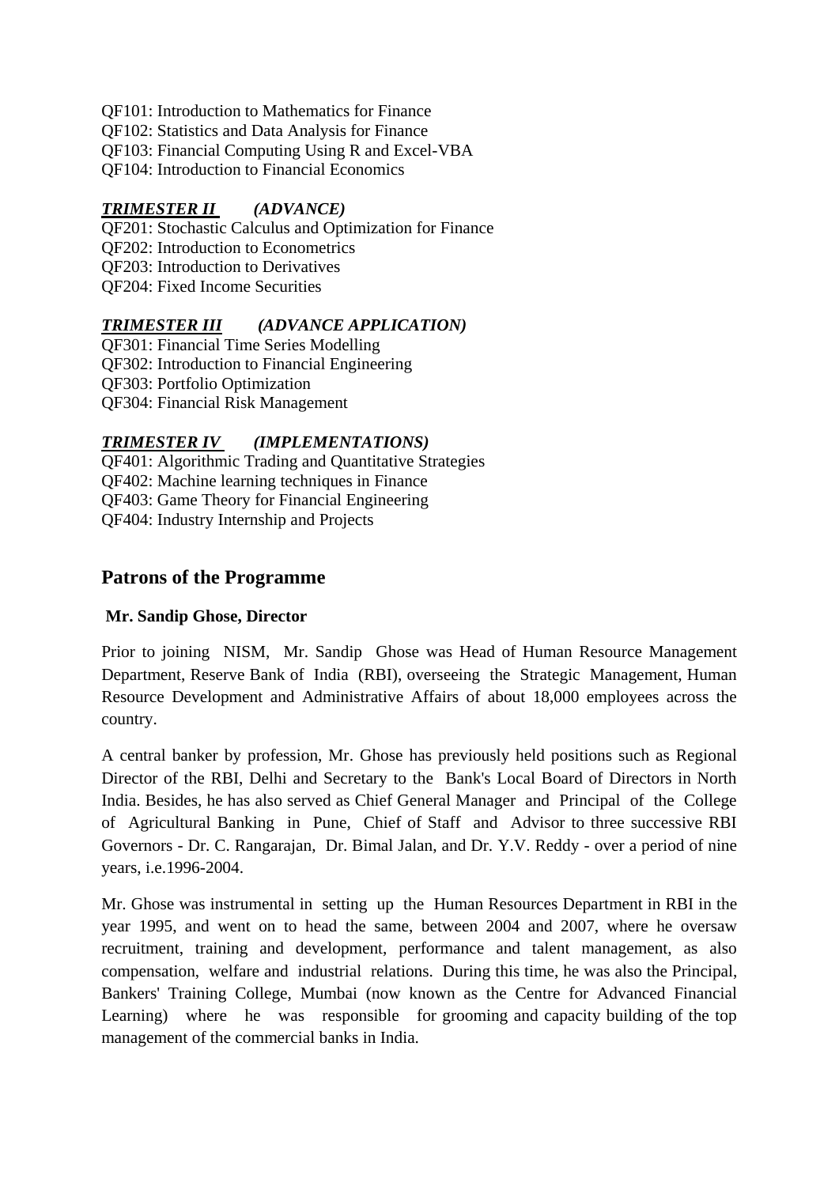QF101: Introduction to Mathematics for Finance
QF102: Statistics and Data Analysis for Finance
QF103: Financial Computing Using R and Excel-VBA
QF104: Introduction to Financial Economics

***TRIMESTER II*** ***(ADVANCE)***

QF201: Stochastic Calculus and Optimization for Finance
QF202: Introduction to Econometrics
QF203: Introduction to Derivatives
QF204: Fixed Income Securities

***TRIMESTER III*** ***(ADVANCE APPLICATION)***

QF301: Financial Time Series Modelling
QF302: Introduction to Financial Engineering
QF303: Portfolio Optimization
QF304: Financial Risk Management

***TRIMESTER IV*** ***(IMPLEMENTATIONS)***

QF401: Algorithmic Trading and Quantitative Strategies
QF402: Machine learning techniques in Finance
QF403: Game Theory for Financial Engineering
QF404: Industry Internship and Projects

## Patrons of the Programme

**Mr. Sandip Ghose, Director**

Prior to joining NISM, Mr. Sandip Ghose was Head of Human Resource Management Department, Reserve Bank of India (RBI), overseeing the Strategic Management, Human Resource Development and Administrative Affairs of about 18,000 employees across the country.

A central banker by profession, Mr. Ghose has previously held positions such as Regional Director of the RBI, Delhi and Secretary to the Bank's Local Board of Directors in North India. Besides, he has also served as Chief General Manager and Principal of the College of Agricultural Banking in Pune, Chief of Staff and Advisor to three successive RBI Governors - Dr. C. Rangarajan, Dr. Bimal Jalan, and Dr. Y.V. Reddy - over a period of nine years, i.e.1996-2004.

Mr. Ghose was instrumental in setting up the Human Resources Department in RBI in the year 1995, and went on to head the same, between 2004 and 2007, where he oversaw recruitment, training and development, performance and talent management, as also compensation, welfare and industrial relations. During this time, he was also the Principal, Bankers' Training College, Mumbai (now known as the Centre for Advanced Financial Learning) where he was responsible for grooming and capacity building of the top management of the commercial banks in India.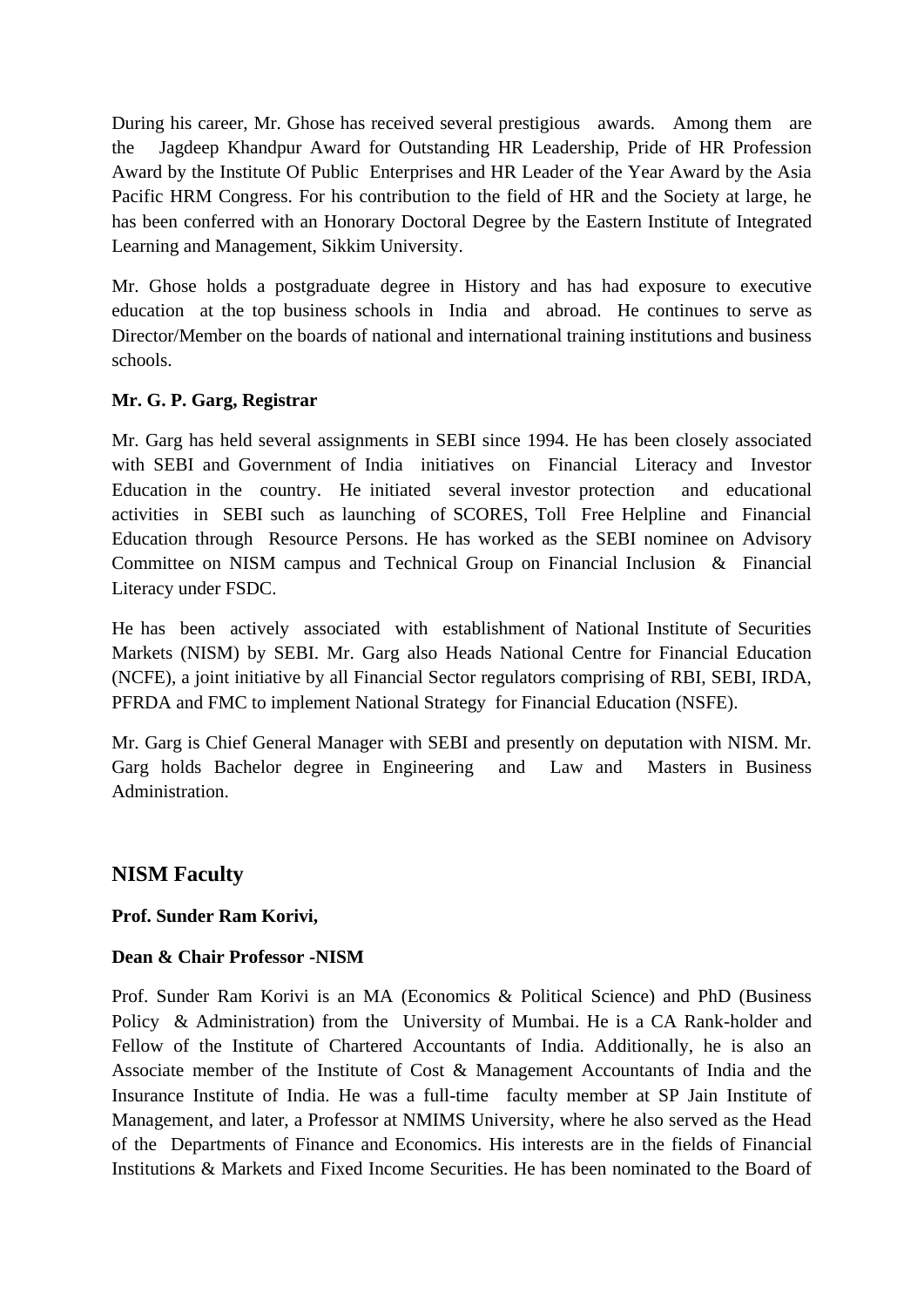During his career, Mr. Ghose has received several prestigious awards. Among them are the Jagdeep Khandpur Award for Outstanding HR Leadership, Pride of HR Profession Award by the Institute Of Public Enterprises and HR Leader of the Year Award by the Asia Pacific HRM Congress. For his contribution to the field of HR and the Society at large, he has been conferred with an Honorary Doctoral Degree by the Eastern Institute of Integrated Learning and Management, Sikkim University.

Mr. Ghose holds a postgraduate degree in History and has had exposure to executive education at the top business schools in India and abroad. He continues to serve as Director/Member on the boards of national and international training institutions and business schools.

**Mr. G. P. Garg, Registrar**

Mr. Garg has held several assignments in SEBI since 1994. He has been closely associated with SEBI and Government of India initiatives on Financial Literacy and Investor Education in the country. He initiated several investor protection and educational activities in SEBI such as launching of SCORES, Toll Free Helpline and Financial Education through Resource Persons. He has worked as the SEBI nominee on Advisory Committee on NISM campus and Technical Group on Financial Inclusion & Financial Literacy under FSDC.

He has been actively associated with establishment of National Institute of Securities Markets (NISM) by SEBI. Mr. Garg also Heads National Centre for Financial Education (NCFE), a joint initiative by all Financial Sector regulators comprising of RBI, SEBI, IRDA, PFRDA and FMC to implement National Strategy for Financial Education (NSFE).

Mr. Garg is Chief General Manager with SEBI and presently on deputation with NISM. Mr. Garg holds Bachelor degree in Engineering and Law and Masters in Business Administration.

## NISM Faculty

**Prof. Sunder Ram Korivi,**

**Dean & Chair Professor -NISM**

Prof. Sunder Ram Korivi is an MA (Economics & Political Science) and PhD (Business Policy & Administration) from the University of Mumbai. He is a CA Rank-holder and Fellow of the Institute of Chartered Accountants of India. Additionally, he is also an Associate member of the Institute of Cost & Management Accountants of India and the Insurance Institute of India. He was a full-time faculty member at SP Jain Institute of Management, and later, a Professor at NMIMS University, where he also served as the Head of the Departments of Finance and Economics. His interests are in the fields of Financial Institutions & Markets and Fixed Income Securities. He has been nominated to the Board of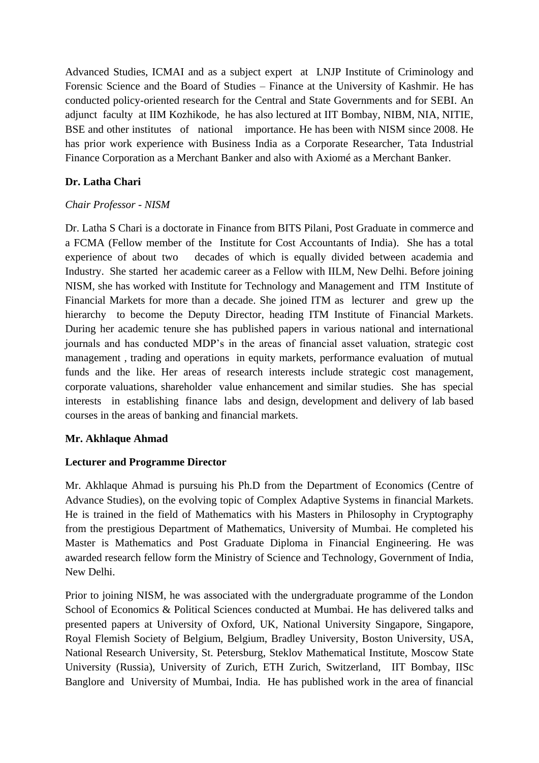Advanced Studies, ICMAI and as a subject expert at LNJP Institute of Criminology and Forensic Science and the Board of Studies – Finance at the University of Kashmir. He has conducted policy-oriented research for the Central and State Governments and for SEBI. An adjunct faculty at IIM Kozhikode, he has also lectured at IIT Bombay, NIBM, NIA, NITIE, BSE and other institutes of national importance. He has been with NISM since 2008. He has prior work experience with Business India as a Corporate Researcher, Tata Industrial Finance Corporation as a Merchant Banker and also with Axiomé as a Merchant Banker.

**Dr. Latha Chari**

*Chair Professor - NISM*

Dr. Latha S Chari is a doctorate in Finance from BITS Pilani, Post Graduate in commerce and a FCMA (Fellow member of the Institute for Cost Accountants of India). She has a total experience of about two decades of which is equally divided between academia and Industry. She started her academic career as a Fellow with IILM, New Delhi. Before joining NISM, she has worked with Institute for Technology and Management and ITM Institute of Financial Markets for more than a decade. She joined ITM as lecturer and grew up the hierarchy to become the Deputy Director, heading ITM Institute of Financial Markets. During her academic tenure she has published papers in various national and international journals and has conducted MDP's in the areas of financial asset valuation, strategic cost management , trading and operations in equity markets, performance evaluation of mutual funds and the like. Her areas of research interests include strategic cost management, corporate valuations, shareholder value enhancement and similar studies. She has special interests in establishing finance labs and design, development and delivery of lab based courses in the areas of banking and financial markets.

**Mr. Akhlaque Ahmad**

**Lecturer and Programme Director**

Mr. Akhlaque Ahmad is pursuing his Ph.D from the Department of Economics (Centre of Advance Studies), on the evolving topic of Complex Adaptive Systems in financial Markets. He is trained in the field of Mathematics with his Masters in Philosophy in Cryptography from the prestigious Department of Mathematics, University of Mumbai. He completed his Master is Mathematics and Post Graduate Diploma in Financial Engineering. He was awarded research fellow form the Ministry of Science and Technology, Government of India, New Delhi.

Prior to joining NISM, he was associated with the undergraduate programme of the London School of Economics & Political Sciences conducted at Mumbai. He has delivered talks and presented papers at University of Oxford, UK, National University Singapore, Singapore, Royal Flemish Society of Belgium, Belgium, Bradley University, Boston University, USA, National Research University, St. Petersburg, Steklov Mathematical Institute, Moscow State University (Russia), University of Zurich, ETH Zurich, Switzerland, IIT Bombay, IISc Banglore and University of Mumbai, India. He has published work in the area of financial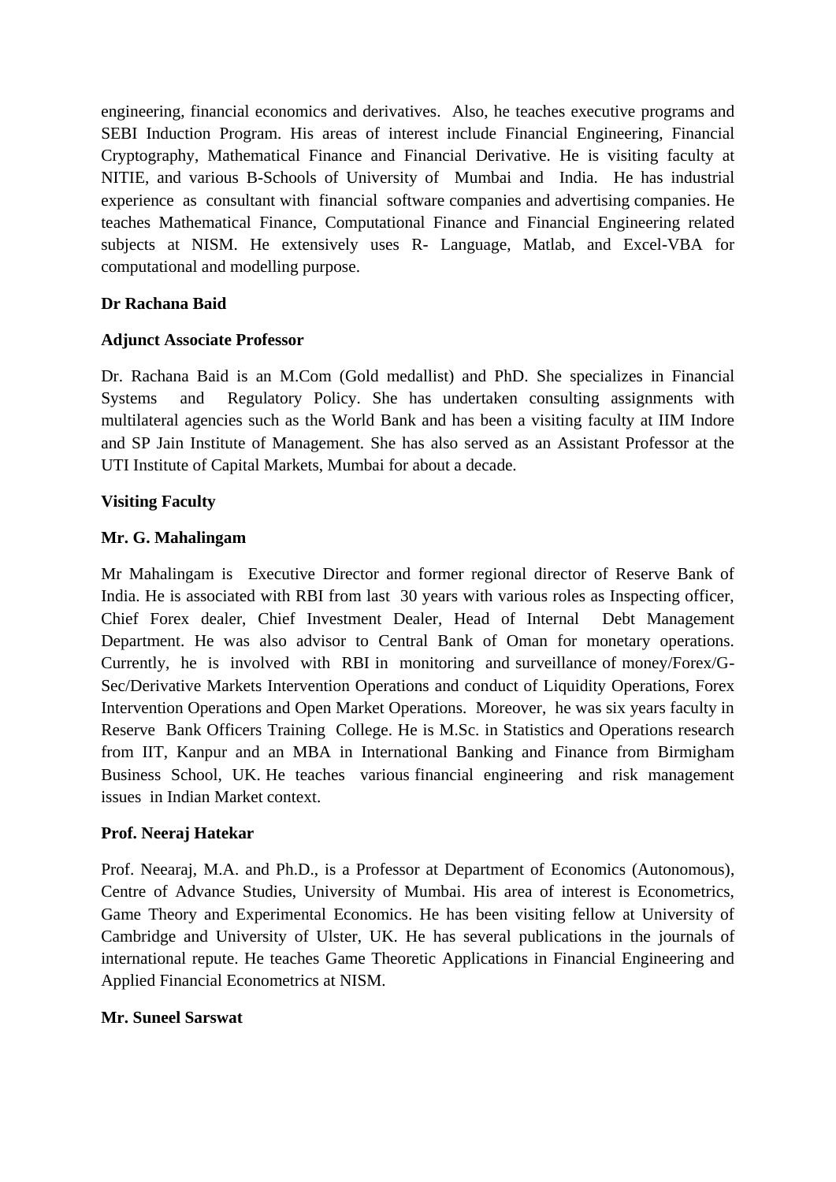engineering, financial economics and derivatives. Also, he teaches executive programs and SEBI Induction Program. His areas of interest include Financial Engineering, Financial Cryptography, Mathematical Finance and Financial Derivative. He is visiting faculty at NITIE, and various B-Schools of University of Mumbai and India. He has industrial experience as consultant with financial software companies and advertising companies. He teaches Mathematical Finance, Computational Finance and Financial Engineering related subjects at NISM. He extensively uses R- Language, Matlab, and Excel-VBA for computational and modelling purpose.

**Dr Rachana Baid**

**Adjunct Associate Professor**

Dr. Rachana Baid is an M.Com (Gold medallist) and PhD. She specializes in Financial Systems and Regulatory Policy. She has undertaken consulting assignments with multilateral agencies such as the World Bank and has been a visiting faculty at IIM Indore and SP Jain Institute of Management. She has also served as an Assistant Professor at the UTI Institute of Capital Markets, Mumbai for about a decade.

**Visiting Faculty**

**Mr. G. Mahalingam**

Mr Mahalingam is Executive Director and former regional director of Reserve Bank of India. He is associated with RBI from last 30 years with various roles as Inspecting officer, Chief Forex dealer, Chief Investment Dealer, Head of Internal Debt Management Department. He was also advisor to Central Bank of Oman for monetary operations. Currently, he is involved with RBI in monitoring and surveillance of money/Forex/G-Sec/Derivative Markets Intervention Operations and conduct of Liquidity Operations, Forex Intervention Operations and Open Market Operations. Moreover, he was six years faculty in Reserve Bank Officers Training College. He is M.Sc. in Statistics and Operations research from IIT, Kanpur and an MBA in International Banking and Finance from Birmigham Business School, UK. He teaches various financial engineering and risk management issues in Indian Market context.

**Prof. Neeraj Hatekar**

Prof. Neearaj, M.A. and Ph.D., is a Professor at Department of Economics (Autonomous), Centre of Advance Studies, University of Mumbai. His area of interest is Econometrics, Game Theory and Experimental Economics. He has been visiting fellow at University of Cambridge and University of Ulster, UK. He has several publications in the journals of international repute. He teaches Game Theoretic Applications in Financial Engineering and Applied Financial Econometrics at NISM.

**Mr. Suneel Sarswat**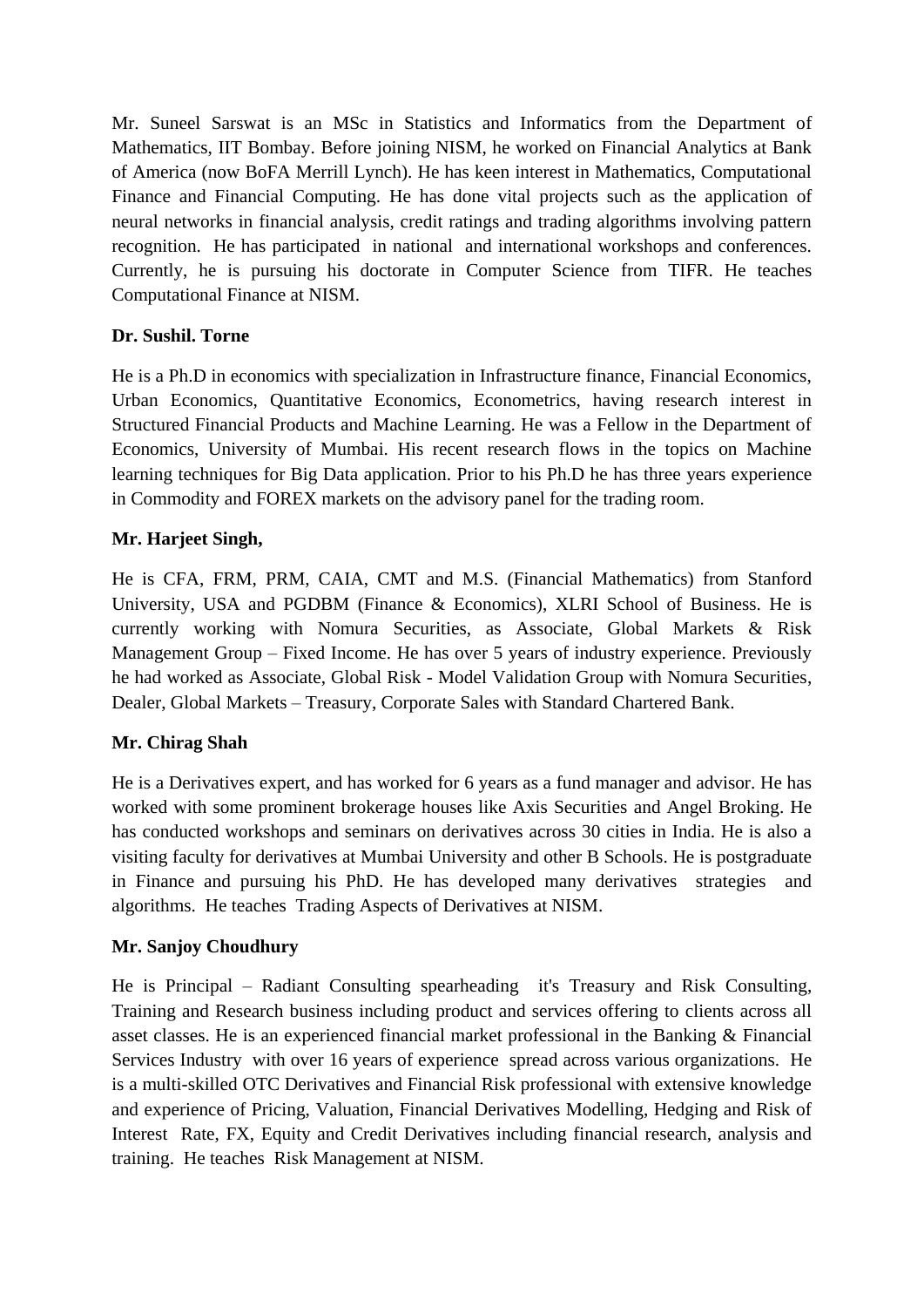Mr. Suneel Sarswat is an MSc in Statistics and Informatics from the Department of Mathematics, IIT Bombay. Before joining NISM, he worked on Financial Analytics at Bank of America (now BoFA Merrill Lynch). He has keen interest in Mathematics, Computational Finance and Financial Computing. He has done vital projects such as the application of neural networks in financial analysis, credit ratings and trading algorithms involving pattern recognition. He has participated in national and international workshops and conferences. Currently, he is pursuing his doctorate in Computer Science from TIFR. He teaches Computational Finance at NISM.

**Dr. Sushil. Torne**

He is a Ph.D in economics with specialization in Infrastructure finance, Financial Economics, Urban Economics, Quantitative Economics, Econometrics, having research interest in Structured Financial Products and Machine Learning. He was a Fellow in the Department of Economics, University of Mumbai. His recent research flows in the topics on Machine learning techniques for Big Data application. Prior to his Ph.D he has three years experience in Commodity and FOREX markets on the advisory panel for the trading room.

**Mr. Harjeet Singh,**

He is CFA, FRM, PRM, CAIA, CMT and M.S. (Financial Mathematics) from Stanford University, USA and PGDBM (Finance & Economics), XLRI School of Business. He is currently working with Nomura Securities, as Associate, Global Markets & Risk Management Group – Fixed Income. He has over 5 years of industry experience. Previously he had worked as Associate, Global Risk - Model Validation Group with Nomura Securities, Dealer, Global Markets – Treasury, Corporate Sales with Standard Chartered Bank.

**Mr. Chirag Shah**

He is a Derivatives expert, and has worked for 6 years as a fund manager and advisor. He has worked with some prominent brokerage houses like Axis Securities and Angel Broking. He has conducted workshops and seminars on derivatives across 30 cities in India. He is also a visiting faculty for derivatives at Mumbai University and other B Schools. He is postgraduate in Finance and pursuing his PhD. He has developed many derivatives strategies and algorithms. He teaches Trading Aspects of Derivatives at NISM.

**Mr. Sanjoy Choudhury**

He is Principal – Radiant Consulting spearheading it's Treasury and Risk Consulting, Training and Research business including product and services offering to clients across all asset classes. He is an experienced financial market professional in the Banking & Financial Services Industry with over 16 years of experience spread across various organizations. He is a multi-skilled OTC Derivatives and Financial Risk professional with extensive knowledge and experience of Pricing, Valuation, Financial Derivatives Modelling, Hedging and Risk of Interest Rate, FX, Equity and Credit Derivatives including financial research, analysis and training. He teaches Risk Management at NISM.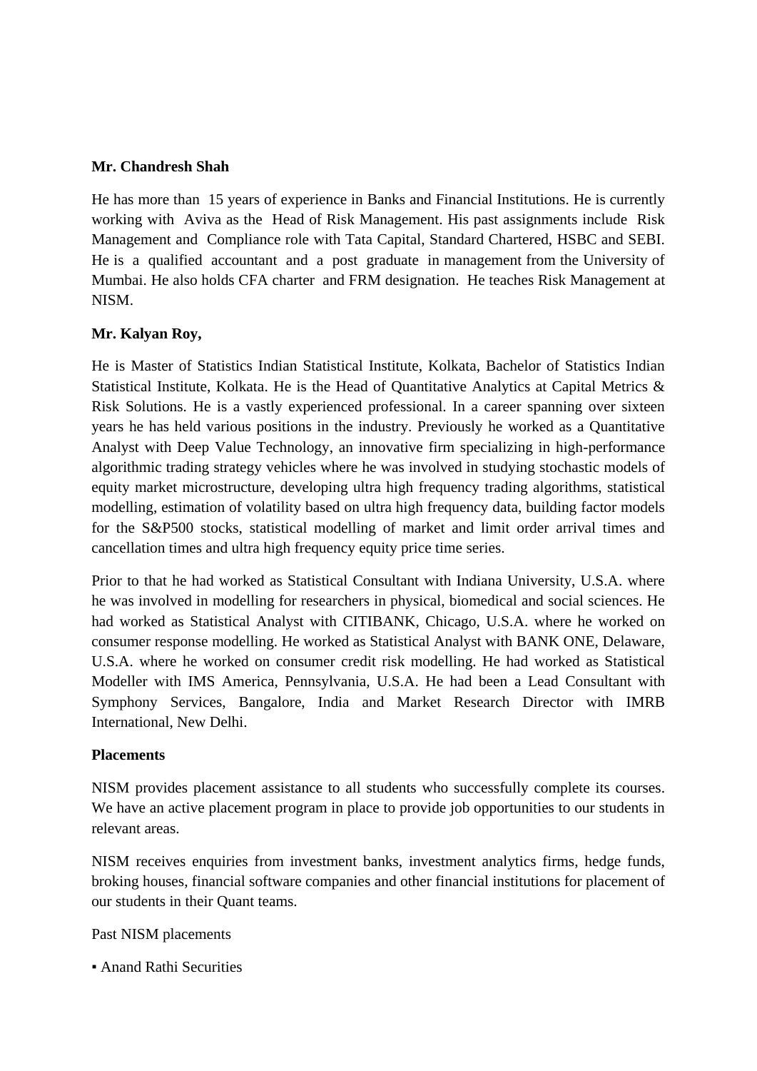**Mr. Chandresh Shah**

He has more than 15 years of experience in Banks and Financial Institutions. He is currently working with Aviva as the Head of Risk Management. His past assignments include Risk Management and Compliance role with Tata Capital, Standard Chartered, HSBC and SEBI. He is a qualified accountant and a post graduate in management from the University of Mumbai. He also holds CFA charter and FRM designation. He teaches Risk Management at NISM.

**Mr. Kalyan Roy,**

He is Master of Statistics Indian Statistical Institute, Kolkata, Bachelor of Statistics Indian Statistical Institute, Kolkata. He is the Head of Quantitative Analytics at Capital Metrics & Risk Solutions. He is a vastly experienced professional. In a career spanning over sixteen years he has held various positions in the industry. Previously he worked as a Quantitative Analyst with Deep Value Technology, an innovative firm specializing in high-performance algorithmic trading strategy vehicles where he was involved in studying stochastic models of equity market microstructure, developing ultra high frequency trading algorithms, statistical modelling, estimation of volatility based on ultra high frequency data, building factor models for the S&P500 stocks, statistical modelling of market and limit order arrival times and cancellation times and ultra high frequency equity price time series.

Prior to that he had worked as Statistical Consultant with Indiana University, U.S.A. where he was involved in modelling for researchers in physical, biomedical and social sciences. He had worked as Statistical Analyst with CITIBANK, Chicago, U.S.A. where he worked on consumer response modelling. He worked as Statistical Analyst with BANK ONE, Delaware, U.S.A. where he worked on consumer credit risk modelling. He had worked as Statistical Modeller with IMS America, Pennsylvania, U.S.A. He had been a Lead Consultant with Symphony Services, Bangalore, India and Market Research Director with IMRB International, New Delhi.

**Placements**

NISM provides placement assistance to all students who successfully complete its courses. We have an active placement program in place to provide job opportunities to our students in relevant areas.

NISM receives enquiries from investment banks, investment analytics firms, hedge funds, broking houses, financial software companies and other financial institutions for placement of our students in their Quant teams.

Past NISM placements

- Anand Rathi Securities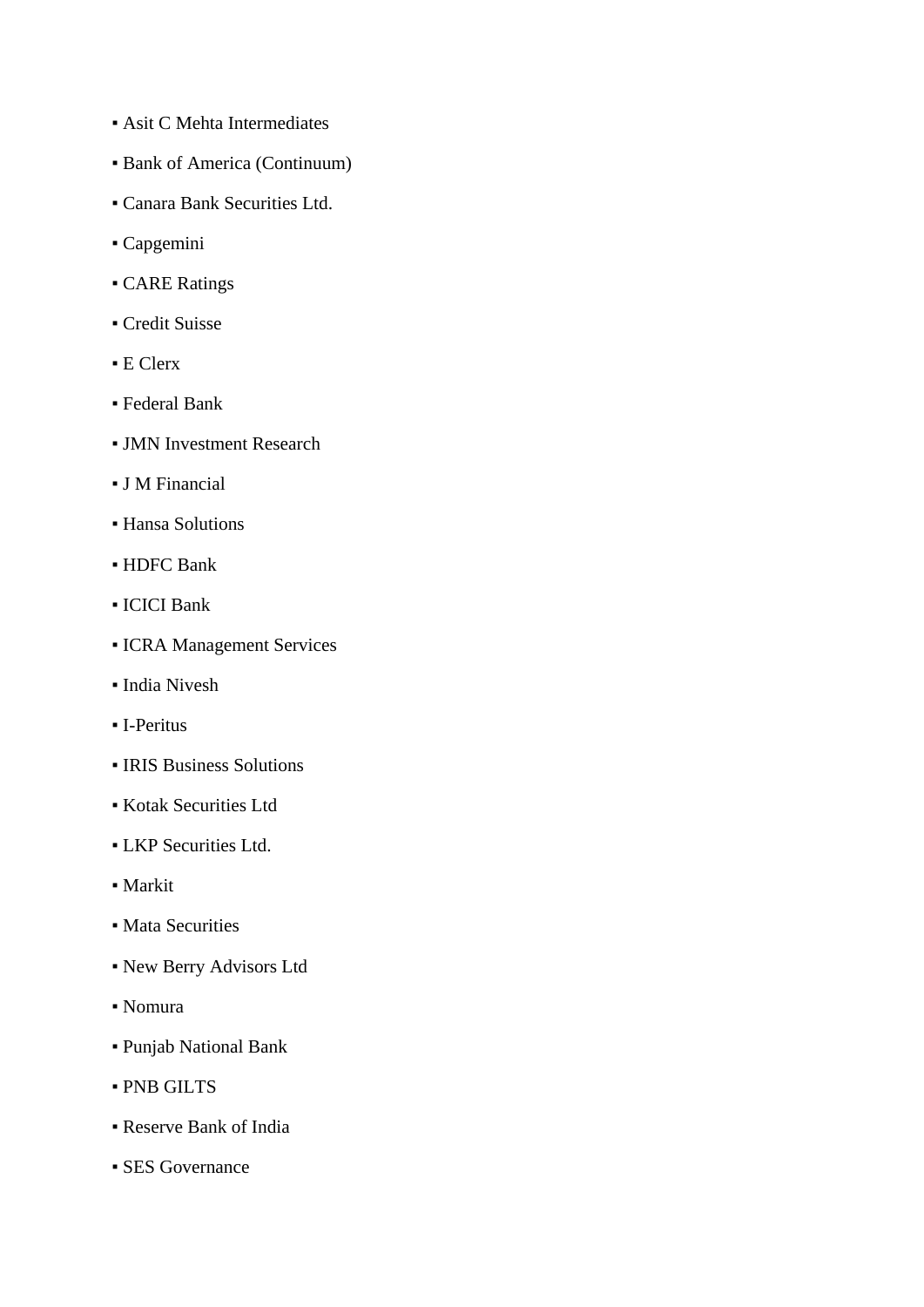- Asit C Mehta Intermediates
- Bank of America (Continuum)
- Canara Bank Securities Ltd.
- Capgemini
- CARE Ratings
- Credit Suisse
- E Clerx
- Federal Bank
- JMN Investment Research
- J M Financial
- Hansa Solutions
- HDFC Bank
- ICICI Bank
- ICRA Management Services
- India Nivesh
- I-Peritus
- IRIS Business Solutions
- Kotak Securities Ltd
- LKP Securities Ltd.
- Markit
- Mata Securities
- New Berry Advisors Ltd
- Nomura
- Punjab National Bank
- PNB GILTS
- Reserve Bank of India
- SES Governance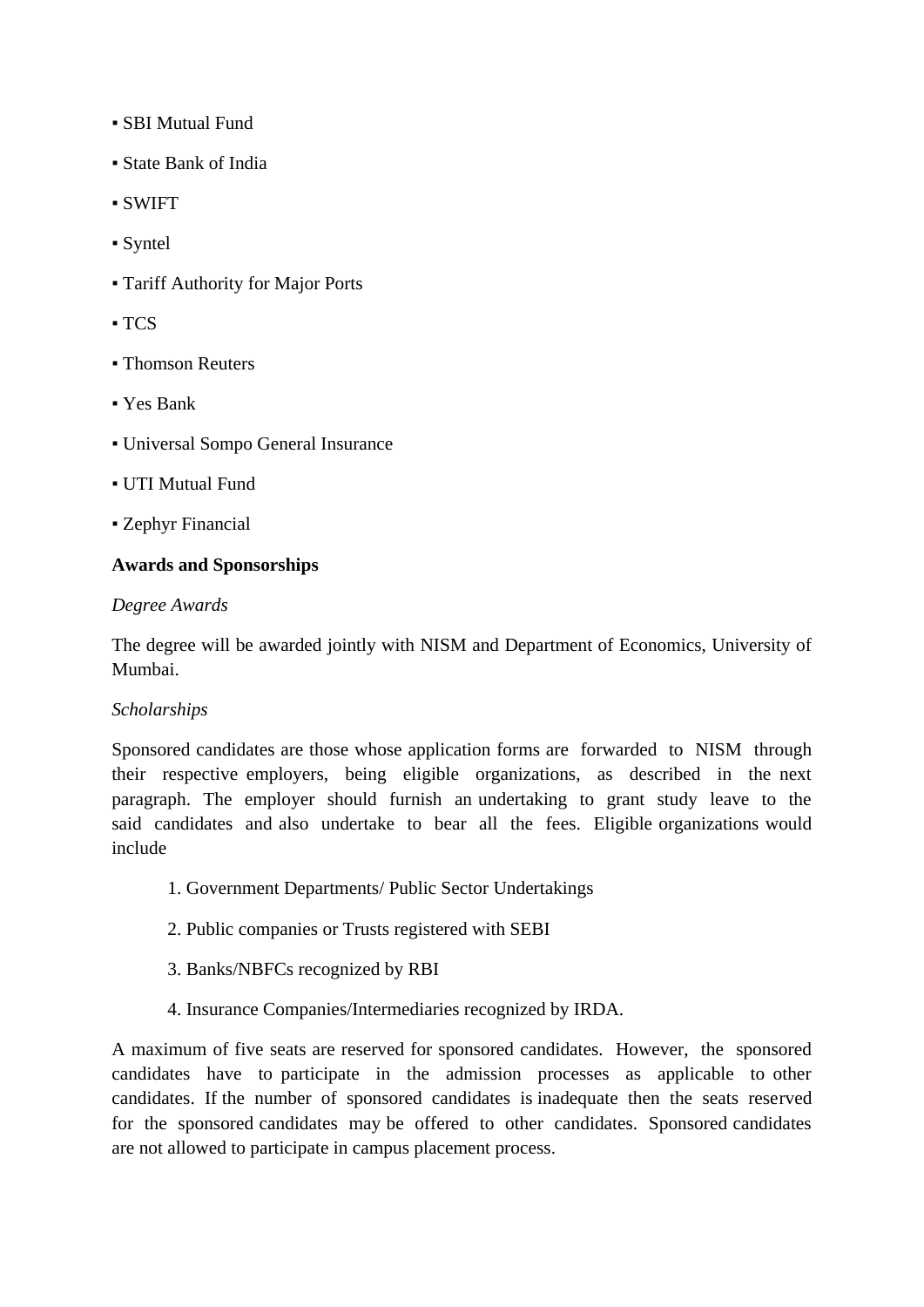- ▪ SBI Mutual Fund
- ▪ State Bank of India
- ▪ SWIFT
- ▪ Syntel
- ▪ Tariff Authority for Major Ports
- ▪ TCS
- ▪ Thomson Reuters
- ▪ Yes Bank
- ▪ Universal Sompo General Insurance
- ▪ UTI Mutual Fund
- ▪ Zephyr Financial

**Awards and Sponsorships**

*Degree Awards*

The degree will be awarded jointly with NISM and Department of Economics, University of Mumbai.

*Scholarships*

Sponsored candidates are those whose application forms are forwarded to NISM through their respective employers, being eligible organizations, as described in the next paragraph. The employer should furnish an undertaking to grant study leave to the said candidates and also undertake to bear all the fees. Eligible organizations would include

1. Government Departments/ Public Sector Undertakings
2. Public companies or Trusts registered with SEBI
3. Banks/NBFCs recognized by RBI
4. Insurance Companies/Intermediaries recognized by IRDA.

A maximum of five seats are reserved for sponsored candidates. However, the sponsored candidates have to participate in the admission processes as applicable to other candidates. If the number of sponsored candidates is inadequate then the seats reserved for the sponsored candidates may be offered to other candidates. Sponsored candidates are not allowed to participate in campus placement process.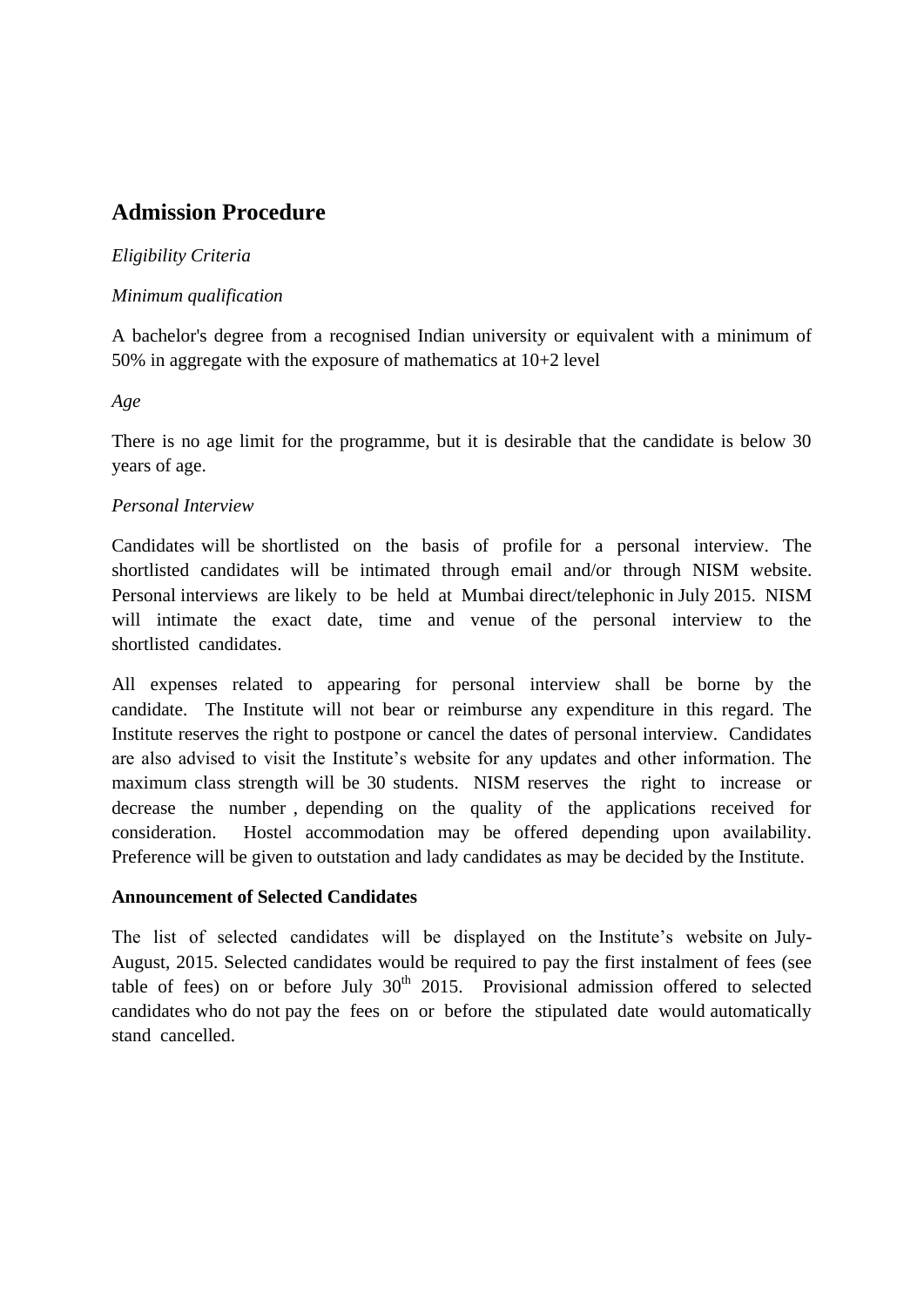## Admission Procedure

*Eligibility Criteria*

*Minimum qualification*

A bachelor's degree from a recognised Indian university or equivalent with a minimum of 50% in aggregate with the exposure of mathematics at 10+2 level

*Age*

There is no age limit for the programme, but it is desirable that the candidate is below 30 years of age.

*Personal Interview*

Candidates will be shortlisted on the basis of profile for a personal interview. The shortlisted candidates will be intimated through email and/or through NISM website. Personal interviews are likely to be held at Mumbai direct/telephonic in July 2015. NISM will intimate the exact date, time and venue of the personal interview to the shortlisted candidates.

All expenses related to appearing for personal interview shall be borne by the candidate. The Institute will not bear or reimburse any expenditure in this regard. The Institute reserves the right to postpone or cancel the dates of personal interview. Candidates are also advised to visit the Institute's website for any updates and other information. The maximum class strength will be 30 students. NISM reserves the right to increase or decrease the number , depending on the quality of the applications received for consideration. Hostel accommodation may be offered depending upon availability. Preference will be given to outstation and lady candidates as may be decided by the Institute.

**Announcement of Selected Candidates**

The list of selected candidates will be displayed on the Institute's website on July-August, 2015. Selected candidates would be required to pay the first instalment of fees (see table of fees) on or before July 30th 2015. Provisional admission offered to selected candidates who do not pay the fees on or before the stipulated date would automatically stand cancelled.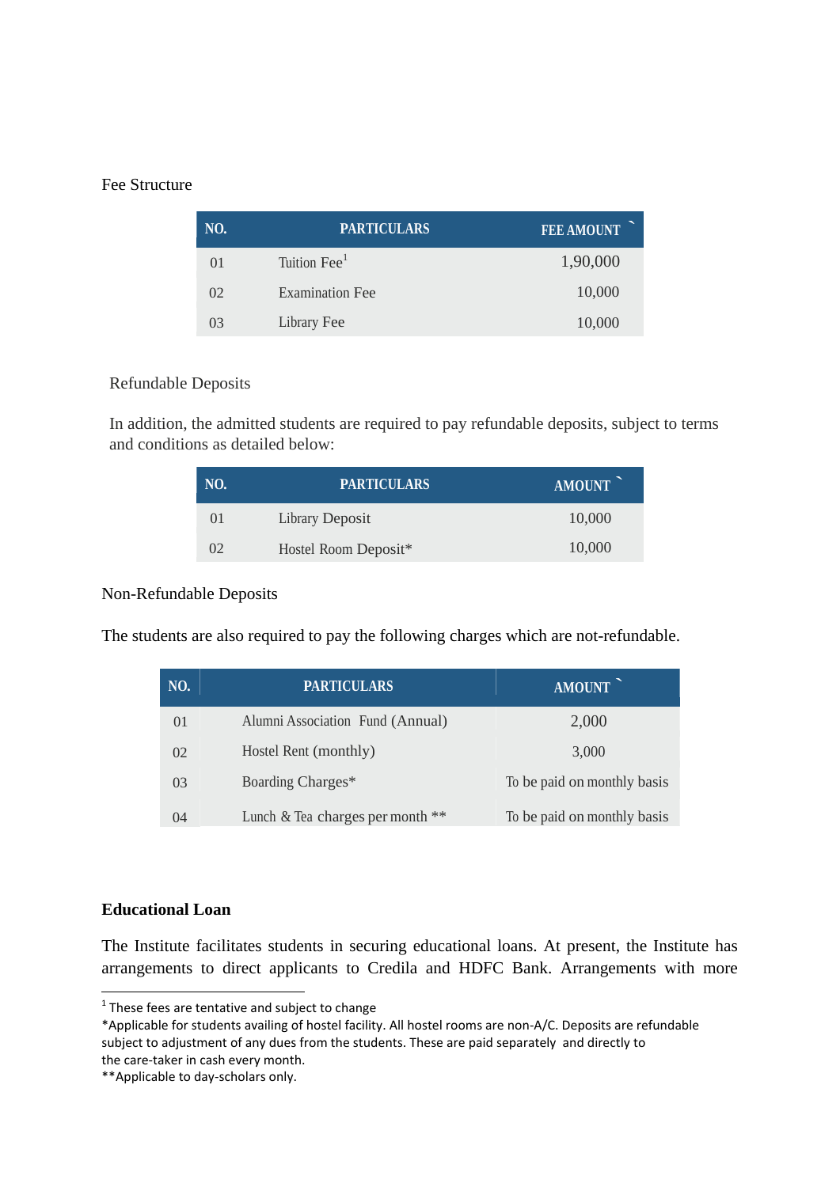Fee Structure

| NO. | PARTICULARS | FEE AMOUNT |
| --- | --- | --- |
| 01 | Tuition Fee[1] | 1,90,000 |
| 02 | Examination Fee | 10,000 |
| 03 | Library Fee | 10,000 |

Refundable Deposits

In addition, the admitted students are required to pay refundable deposits, subject to terms and conditions as detailed below:

| NO. | PARTICULARS | AMOUNT |
| --- | --- | --- |
| 01 | Library Deposit | 10,000 |
| 02 | Hostel Room Deposit* | 10,000 |

Non-Refundable Deposits

The students are also required to pay the following charges which are not-refundable.

| NO. | PARTICULARS | AMOUNT |
| --- | --- | --- |
| 01 | Alumni Association Fund (Annual) | 2,000 |
| 02 | Hostel Rent (monthly) | 3,000 |
| 03 | Boarding Charges* | To be paid on monthly basis |
| 04 | Lunch & Tea charges per month ** | To be paid on monthly basis |

**Educational Loan**

The Institute facilitates students in securing educational loans. At present, the Institute has arrangements to direct applicants to Credila and HDFC Bank. Arrangements with more

---

[1] These fees are tentative and subject to change

*Applicable for students availing of hostel facility. All hostel rooms are non-A/C. Deposits are refundable subject to adjustment of any dues from the students. These are paid separately and directly to the care-taker in cash every month.

**Applicable to day-scholars only.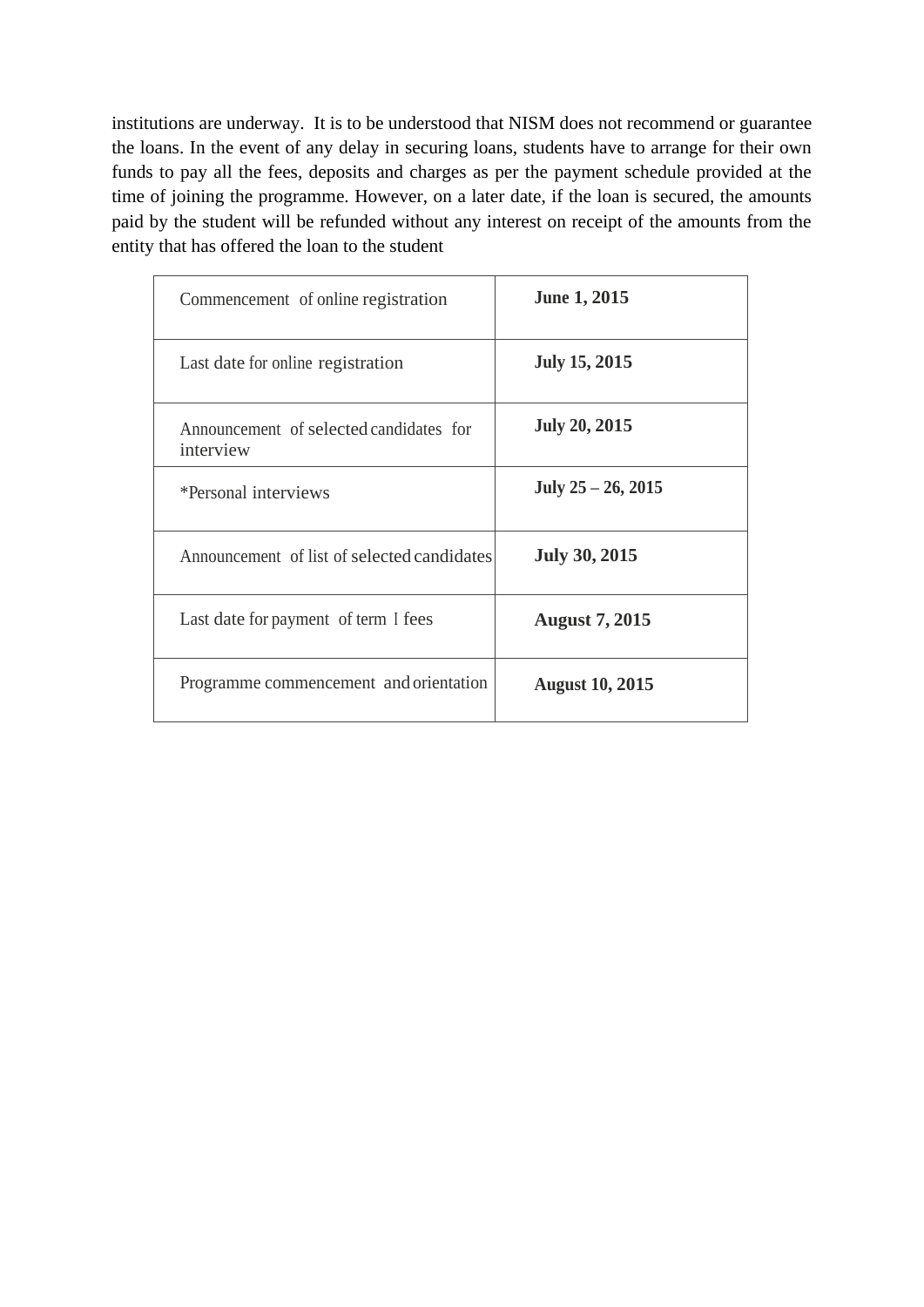institutions are underway. It is to be understood that NISM does not recommend or guarantee the loans. In the event of any delay in securing loans, students have to arrange for their own funds to pay all the fees, deposits and charges as per the payment schedule provided at the time of joining the programme. However, on a later date, if the loan is secured, the amounts paid by the student will be refunded without any interest on receipt of the amounts from the entity that has offered the loan to the student

| | |
|---|---|
| Commencement of online registration | **June 1, 2015** |
| Last date for online registration | **July 15, 2015** |
| Announcement of selected candidates for interview | **July 20, 2015** |
| *Personal interviews | **July 25 – 26, 2015** |
| Announcement of list of selected candidates | **July 30, 2015** |
| Last date for payment of term I fees | **August 7, 2015** |
| Programme commencement and orientation | **August 10, 2015** |